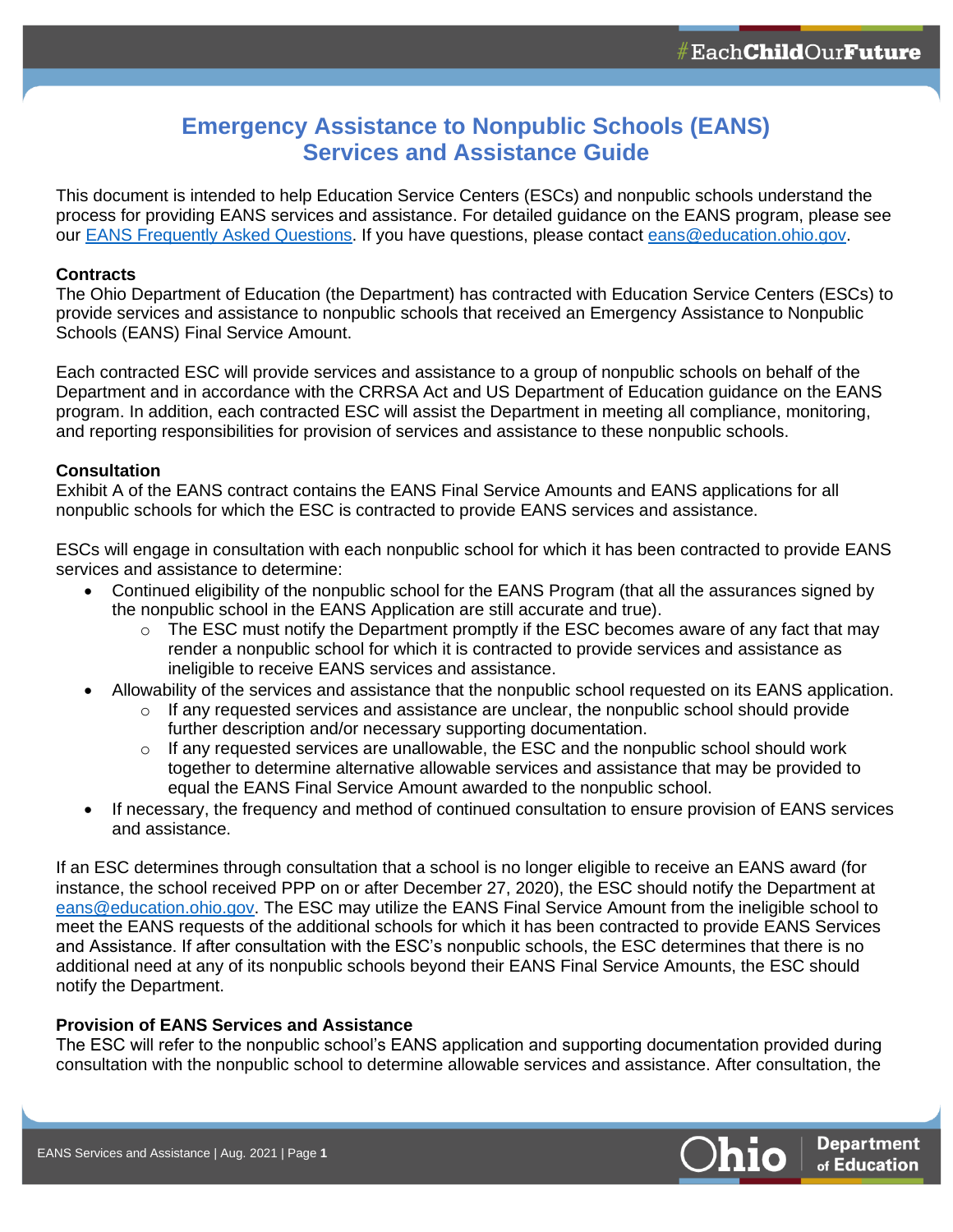# Emergency Assistance to Nonpublic Schools (EANS) Services and Assistance Guide

This document is intended to help Education Service Centers (ESCs) and nonpublic schools understand the process for providing EANS services and assistance. For detailed guidance on the EANS program, please see our [EANS Frequently Asked Questions](). If you have questions, please contact [eans@education.ohio.gov](mailto:eans@education.ohio.gov).

**Contracts**

The Ohio Department of Education (the Department) has contracted with Education Service Centers (ESCs) to provide services and assistance to nonpublic schools that received an Emergency Assistance to Nonpublic Schools (EANS) Final Service Amount.

Each contracted ESC will provide services and assistance to a group of nonpublic schools on behalf of the Department and in accordance with the CRRSA Act and US Department of Education guidance on the EANS program. In addition, each contracted ESC will assist the Department in meeting all compliance, monitoring, and reporting responsibilities for provision of services and assistance to these nonpublic schools.

**Consultation**

Exhibit A of the EANS contract contains the EANS Final Service Amounts and EANS applications for all nonpublic schools for which the ESC is contracted to provide EANS services and assistance.

ESCs will engage in consultation with each nonpublic school for which it has been contracted to provide EANS services and assistance to determine:

- Continued eligibility of the nonpublic school for the EANS Program (that all the assurances signed by the nonpublic school in the EANS Application are still accurate and true).
  - The ESC must notify the Department promptly if the ESC becomes aware of any fact that may render a nonpublic school for which it is contracted to provide services and assistance as ineligible to receive EANS services and assistance.
- Allowability of the services and assistance that the nonpublic school requested on its EANS application.
  - If any requested services and assistance are unclear, the nonpublic school should provide further description and/or necessary supporting documentation.
  - If any requested services are unallowable, the ESC and the nonpublic school should work together to determine alternative allowable services and assistance that may be provided to equal the EANS Final Service Amount awarded to the nonpublic school.
- If necessary, the frequency and method of continued consultation to ensure provision of EANS services and assistance.

If an ESC determines through consultation that a school is no longer eligible to receive an EANS award (for instance, the school received PPP on or after December 27, 2020), the ESC should notify the Department at [eans@education.ohio.gov](mailto:eans@education.ohio.gov). The ESC may utilize the EANS Final Service Amount from the ineligible school to meet the EANS requests of the additional schools for which it has been contracted to provide EANS Services and Assistance. If after consultation with the ESC's nonpublic schools, the ESC determines that there is no additional need at any of its nonpublic schools beyond their EANS Final Service Amounts, the ESC should notify the Department.

**Provision of EANS Services and Assistance**

The ESC will refer to the nonpublic school's EANS application and supporting documentation provided during consultation with the nonpublic school to determine allowable services and assistance. After consultation, the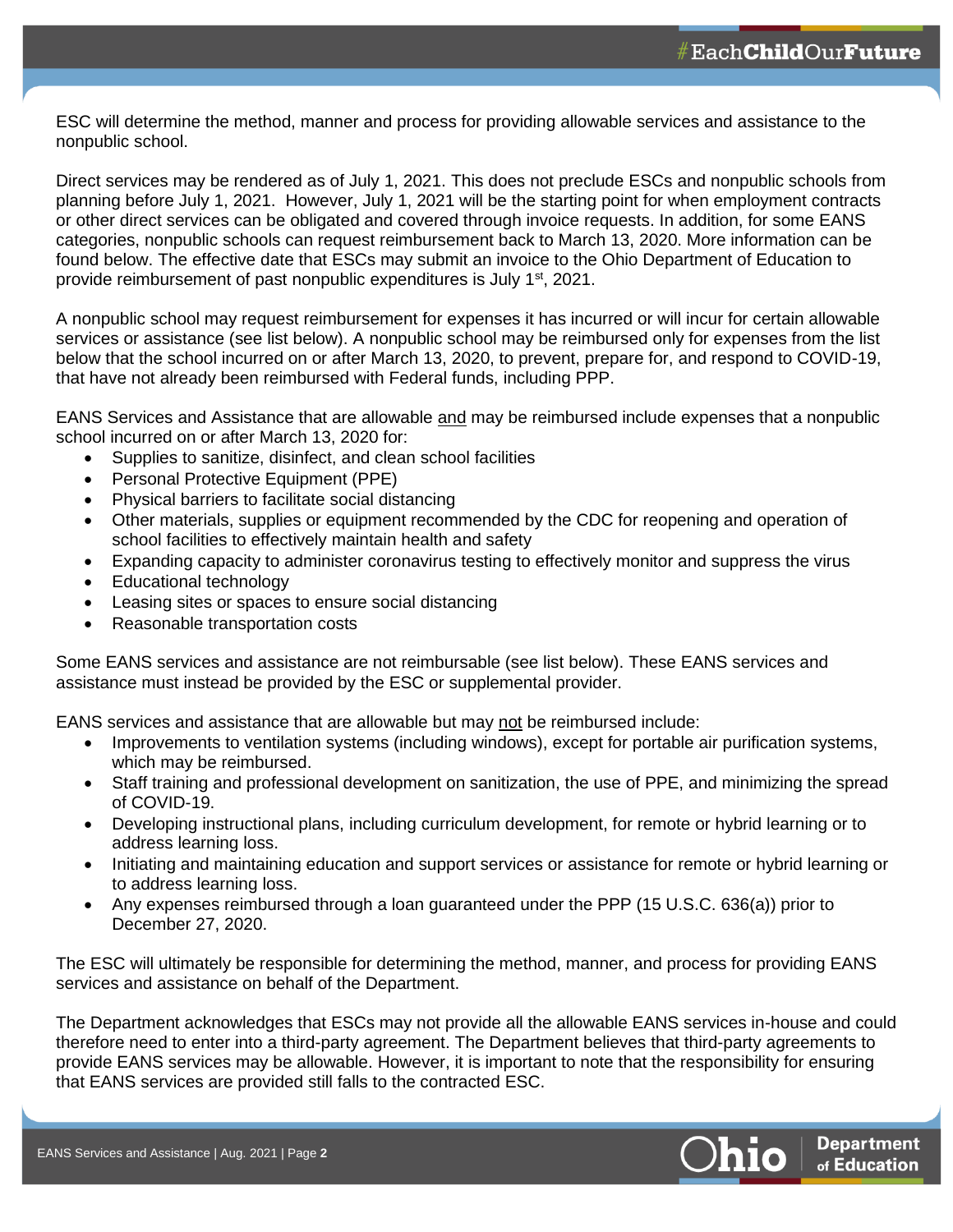ESC will determine the method, manner and process for providing allowable services and assistance to the nonpublic school.

Direct services may be rendered as of July 1, 2021. This does not preclude ESCs and nonpublic schools from planning before July 1, 2021. However, July 1, 2021 will be the starting point for when employment contracts or other direct services can be obligated and covered through invoice requests. In addition, for some EANS categories, nonpublic schools can request reimbursement back to March 13, 2020. More information can be found below. The effective date that ESCs may submit an invoice to the Ohio Department of Education to provide reimbursement of past nonpublic expenditures is July 1st, 2021.

A nonpublic school may request reimbursement for expenses it has incurred or will incur for certain allowable services or assistance (see list below). A nonpublic school may be reimbursed only for expenses from the list below that the school incurred on or after March 13, 2020, to prevent, prepare for, and respond to COVID-19, that have not already been reimbursed with Federal funds, including PPP.

EANS Services and Assistance that are allowable and may be reimbursed include expenses that a nonpublic school incurred on or after March 13, 2020 for:

- Supplies to sanitize, disinfect, and clean school facilities
- Personal Protective Equipment (PPE)
- Physical barriers to facilitate social distancing
- Other materials, supplies or equipment recommended by the CDC for reopening and operation of school facilities to effectively maintain health and safety
- Expanding capacity to administer coronavirus testing to effectively monitor and suppress the virus
- Educational technology
- Leasing sites or spaces to ensure social distancing
- Reasonable transportation costs

Some EANS services and assistance are not reimbursable (see list below). These EANS services and assistance must instead be provided by the ESC or supplemental provider.

EANS services and assistance that are allowable but may not be reimbursed include:

- Improvements to ventilation systems (including windows), except for portable air purification systems, which may be reimbursed.
- Staff training and professional development on sanitization, the use of PPE, and minimizing the spread of COVID-19.
- Developing instructional plans, including curriculum development, for remote or hybrid learning or to address learning loss.
- Initiating and maintaining education and support services or assistance for remote or hybrid learning or to address learning loss.
- Any expenses reimbursed through a loan guaranteed under the PPP (15 U.S.C. 636(a)) prior to December 27, 2020.

The ESC will ultimately be responsible for determining the method, manner, and process for providing EANS services and assistance on behalf of the Department.

The Department acknowledges that ESCs may not provide all the allowable EANS services in-house and could therefore need to enter into a third-party agreement. The Department believes that third-party agreements to provide EANS services may be allowable. However, it is important to note that the responsibility for ensuring that EANS services are provided still falls to the contracted ESC.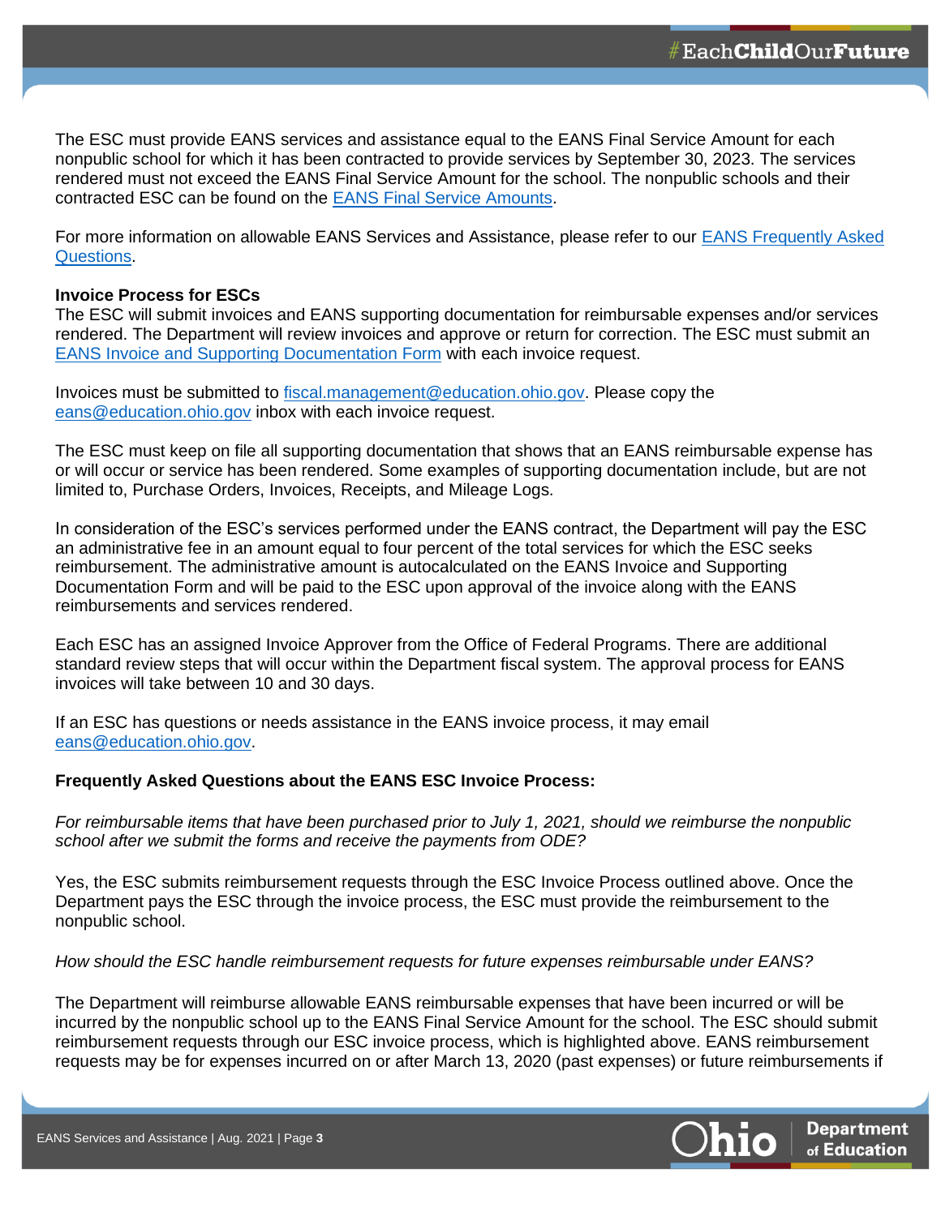The ESC must provide EANS services and assistance equal to the EANS Final Service Amount for each nonpublic school for which it has been contracted to provide services by September 30, 2023. The services rendered must not exceed the EANS Final Service Amount for the school. The nonpublic schools and their contracted ESC can be found on the [EANS Final Service Amounts](#).

For more information on allowable EANS Services and Assistance, please refer to our [EANS Frequently Asked Questions](#).

**Invoice Process for ESCs**

The ESC will submit invoices and EANS supporting documentation for reimbursable expenses and/or services rendered. The Department will review invoices and approve or return for correction. The ESC must submit an [EANS Invoice and Supporting Documentation Form](#) with each invoice request.

Invoices must be submitted to [fiscal.management@education.ohio.gov](mailto:fiscal.management@education.ohio.gov). Please copy the [eans@education.ohio.gov](mailto:eans@education.ohio.gov) inbox with each invoice request.

The ESC must keep on file all supporting documentation that shows that an EANS reimbursable expense has or will occur or service has been rendered. Some examples of supporting documentation include, but are not limited to, Purchase Orders, Invoices, Receipts, and Mileage Logs.

In consideration of the ESC's services performed under the EANS contract, the Department will pay the ESC an administrative fee in an amount equal to four percent of the total services for which the ESC seeks reimbursement. The administrative amount is autocalculated on the EANS Invoice and Supporting Documentation Form and will be paid to the ESC upon approval of the invoice along with the EANS reimbursements and services rendered.

Each ESC has an assigned Invoice Approver from the Office of Federal Programs. There are additional standard review steps that will occur within the Department fiscal system. The approval process for EANS invoices will take between 10 and 30 days.

If an ESC has questions or needs assistance in the EANS invoice process, it may email [eans@education.ohio.gov](mailto:eans@education.ohio.gov).

**Frequently Asked Questions about the EANS ESC Invoice Process:**

*For reimbursable items that have been purchased prior to July 1, 2021, should we reimburse the nonpublic school after we submit the forms and receive the payments from ODE?*

Yes, the ESC submits reimbursement requests through the ESC Invoice Process outlined above. Once the Department pays the ESC through the invoice process, the ESC must provide the reimbursement to the nonpublic school.

*How should the ESC handle reimbursement requests for future expenses reimbursable under EANS?*

The Department will reimburse allowable EANS reimbursable expenses that have been incurred or will be incurred by the nonpublic school up to the EANS Final Service Amount for the school. The ESC should submit reimbursement requests through our ESC invoice process, which is highlighted above. EANS reimbursement requests may be for expenses incurred on or after March 13, 2020 (past expenses) or future reimbursements if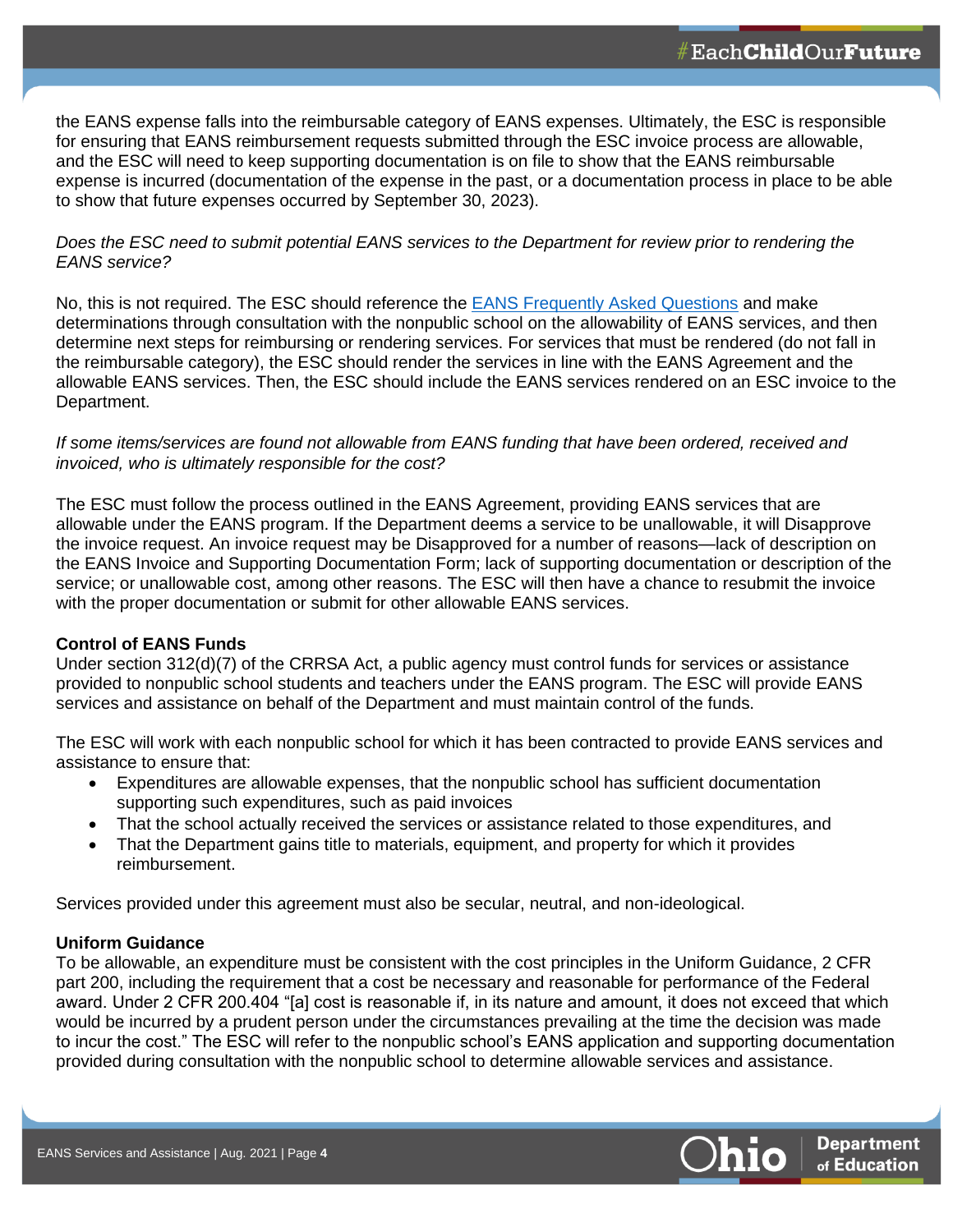the EANS expense falls into the reimbursable category of EANS expenses. Ultimately, the ESC is responsible for ensuring that EANS reimbursement requests submitted through the ESC invoice process are allowable, and the ESC will need to keep supporting documentation is on file to show that the EANS reimbursable expense is incurred (documentation of the expense in the past, or a documentation process in place to be able to show that future expenses occurred by September 30, 2023).

*Does the ESC need to submit potential EANS services to the Department for review prior to rendering the EANS service?*

No, this is not required. The ESC should reference the [EANS Frequently Asked Questions] and make determinations through consultation with the nonpublic school on the allowability of EANS services, and then determine next steps for reimbursing or rendering services. For services that must be rendered (do not fall in the reimbursable category), the ESC should render the services in line with the EANS Agreement and the allowable EANS services. Then, the ESC should include the EANS services rendered on an ESC invoice to the Department.

*If some items/services are found not allowable from EANS funding that have been ordered, received and invoiced, who is ultimately responsible for the cost?*

The ESC must follow the process outlined in the EANS Agreement, providing EANS services that are allowable under the EANS program. If the Department deems a service to be unallowable, it will Disapprove the invoice request. An invoice request may be Disapproved for a number of reasons—lack of description on the EANS Invoice and Supporting Documentation Form; lack of supporting documentation or description of the service; or unallowable cost, among other reasons. The ESC will then have a chance to resubmit the invoice with the proper documentation or submit for other allowable EANS services.

**Control of EANS Funds**

Under section 312(d)(7) of the CRRSA Act, a public agency must control funds for services or assistance provided to nonpublic school students and teachers under the EANS program. The ESC will provide EANS services and assistance on behalf of the Department and must maintain control of the funds.

The ESC will work with each nonpublic school for which it has been contracted to provide EANS services and assistance to ensure that:

- Expenditures are allowable expenses, that the nonpublic school has sufficient documentation supporting such expenditures, such as paid invoices
- That the school actually received the services or assistance related to those expenditures, and
- That the Department gains title to materials, equipment, and property for which it provides reimbursement.

Services provided under this agreement must also be secular, neutral, and non-ideological.

**Uniform Guidance**

To be allowable, an expenditure must be consistent with the cost principles in the Uniform Guidance, 2 CFR part 200, including the requirement that a cost be necessary and reasonable for performance of the Federal award. Under 2 CFR 200.404 "[a] cost is reasonable if, in its nature and amount, it does not exceed that which would be incurred by a prudent person under the circumstances prevailing at the time the decision was made to incur the cost." The ESC will refer to the nonpublic school's EANS application and supporting documentation provided during consultation with the nonpublic school to determine allowable services and assistance.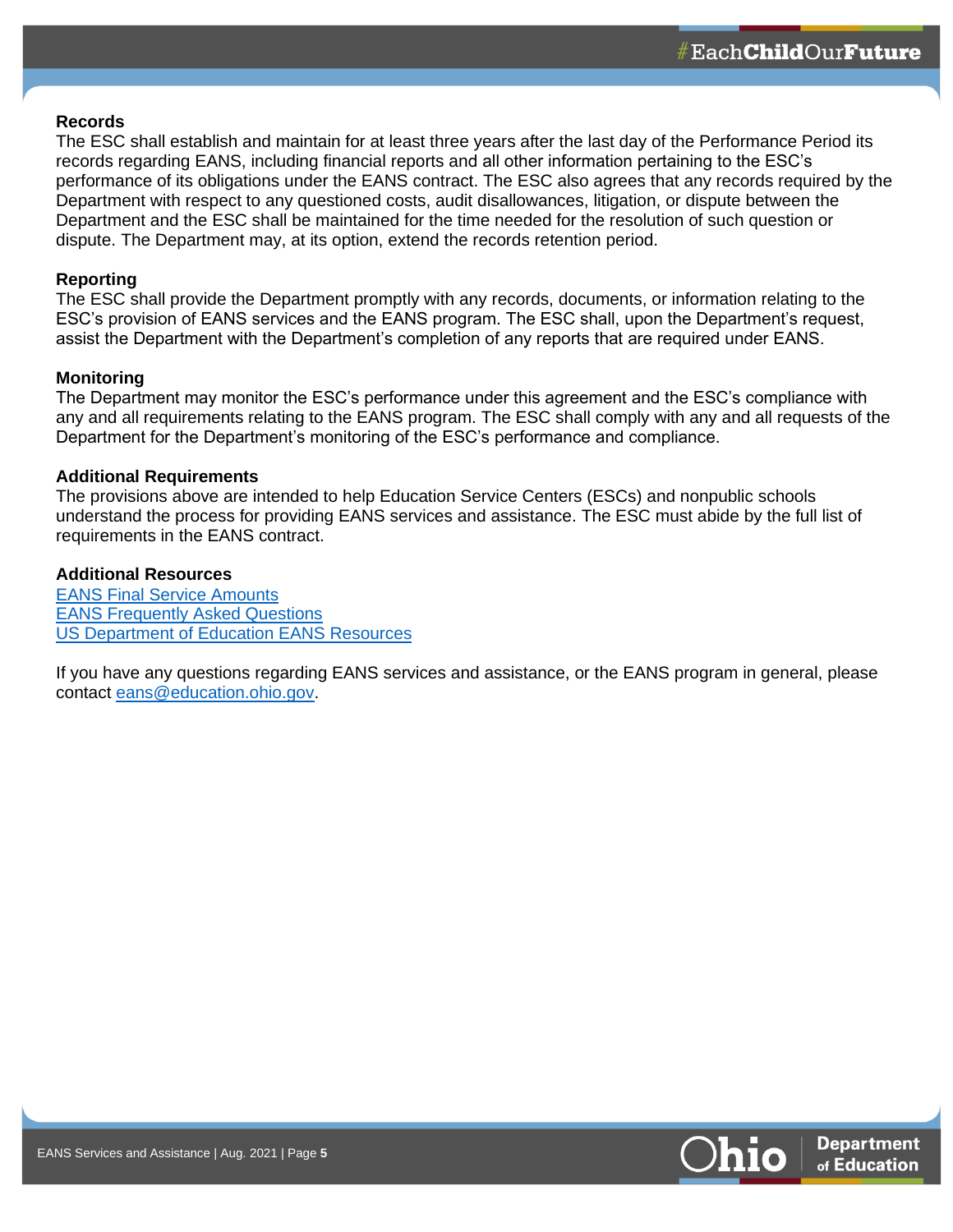### Records

The ESC shall establish and maintain for at least three years after the last day of the Performance Period its records regarding EANS, including financial reports and all other information pertaining to the ESC's performance of its obligations under the EANS contract. The ESC also agrees that any records required by the Department with respect to any questioned costs, audit disallowances, litigation, or dispute between the Department and the ESC shall be maintained for the time needed for the resolution of such question or dispute. The Department may, at its option, extend the records retention period.

### Reporting

The ESC shall provide the Department promptly with any records, documents, or information relating to the ESC's provision of EANS services and the EANS program. The ESC shall, upon the Department's request, assist the Department with the Department's completion of any reports that are required under EANS.

### Monitoring

The Department may monitor the ESC's performance under this agreement and the ESC's compliance with any and all requirements relating to the EANS program. The ESC shall comply with any and all requests of the Department for the Department's monitoring of the ESC's performance and compliance.

### Additional Requirements

The provisions above are intended to help Education Service Centers (ESCs) and nonpublic schools understand the process for providing EANS services and assistance. The ESC must abide by the full list of requirements in the EANS contract.

### Additional Resources

EANS Final Service Amounts
EANS Frequently Asked Questions
US Department of Education EANS Resources

If you have any questions regarding EANS services and assistance, or the EANS program in general, please contact eans@education.ohio.gov.